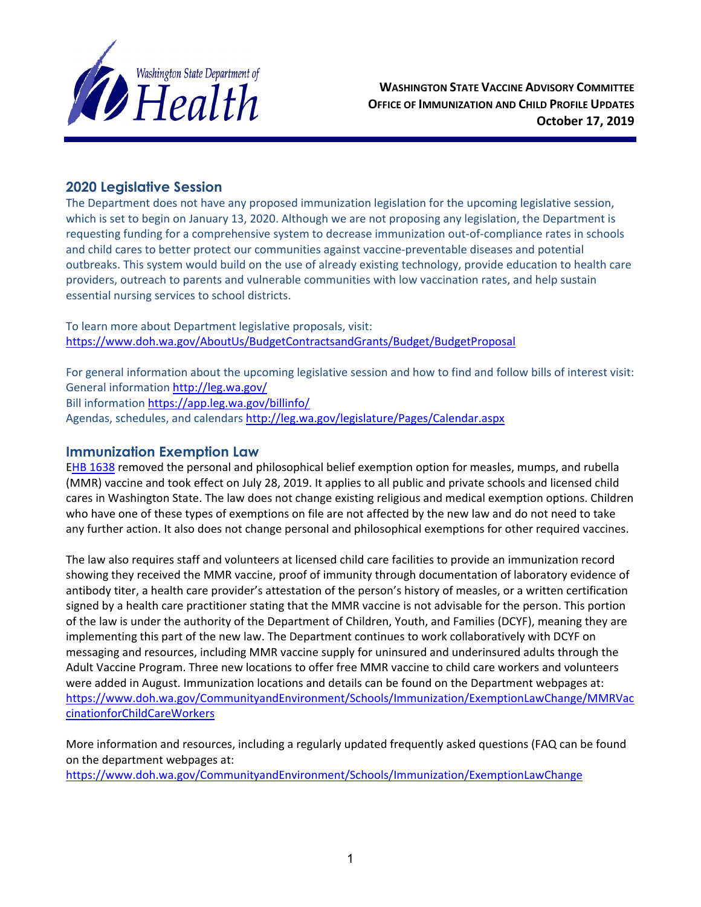**Washington State Vaccine Advisory Committee**
**Office of Immunization and Child Profile Updates**
**October 17, 2019**

## 2020 Legislative Session

The Department does not have any proposed immunization legislation for the upcoming legislative session, which is set to begin on January 13, 2020. Although we are not proposing any legislation, the Department is requesting funding for a comprehensive system to decrease immunization out-of-compliance rates in schools and child cares to better protect our communities against vaccine-preventable diseases and potential outbreaks. This system would build on the use of already existing technology, provide education to health care providers, outreach to parents and vulnerable communities with low vaccination rates, and help sustain essential nursing services to school districts.

To learn more about Department legislative proposals, visit:
https://www.doh.wa.gov/AboutUs/BudgetContractsandGrants/Budget/BudgetProposal

For general information about the upcoming legislative session and how to find and follow bills of interest visit:
General information http://leg.wa.gov/
Bill information https://app.leg.wa.gov/billinfo/
Agendas, schedules, and calendars http://leg.wa.gov/legislature/Pages/Calendar.aspx

## Immunization Exemption Law

EHB 1638 removed the personal and philosophical belief exemption option for measles, mumps, and rubella (MMR) vaccine and took effect on July 28, 2019. It applies to all public and private schools and licensed child cares in Washington State. The law does not change existing religious and medical exemption options. Children who have one of these types of exemptions on file are not affected by the new law and do not need to take any further action. It also does not change personal and philosophical exemptions for other required vaccines.

The law also requires staff and volunteers at licensed child care facilities to provide an immunization record showing they received the MMR vaccine, proof of immunity through documentation of laboratory evidence of antibody titer, a health care provider's attestation of the person's history of measles, or a written certification signed by a health care practitioner stating that the MMR vaccine is not advisable for the person. This portion of the law is under the authority of the Department of Children, Youth, and Families (DCYF), meaning they are implementing this part of the new law. The Department continues to work collaboratively with DCYF on messaging and resources, including MMR vaccine supply for uninsured and underinsured adults through the Adult Vaccine Program. Three new locations to offer free MMR vaccine to child care workers and volunteers were added in August. Immunization locations and details can be found on the Department webpages at:
https://www.doh.wa.gov/CommunityandEnvironment/Schools/Immunization/ExemptionLawChange/MMRVaccinationforChildCareWorkers

More information and resources, including a regularly updated frequently asked questions (FAQ can be found on the department webpages at:
https://www.doh.wa.gov/CommunityandEnvironment/Schools/Immunization/ExemptionLawChange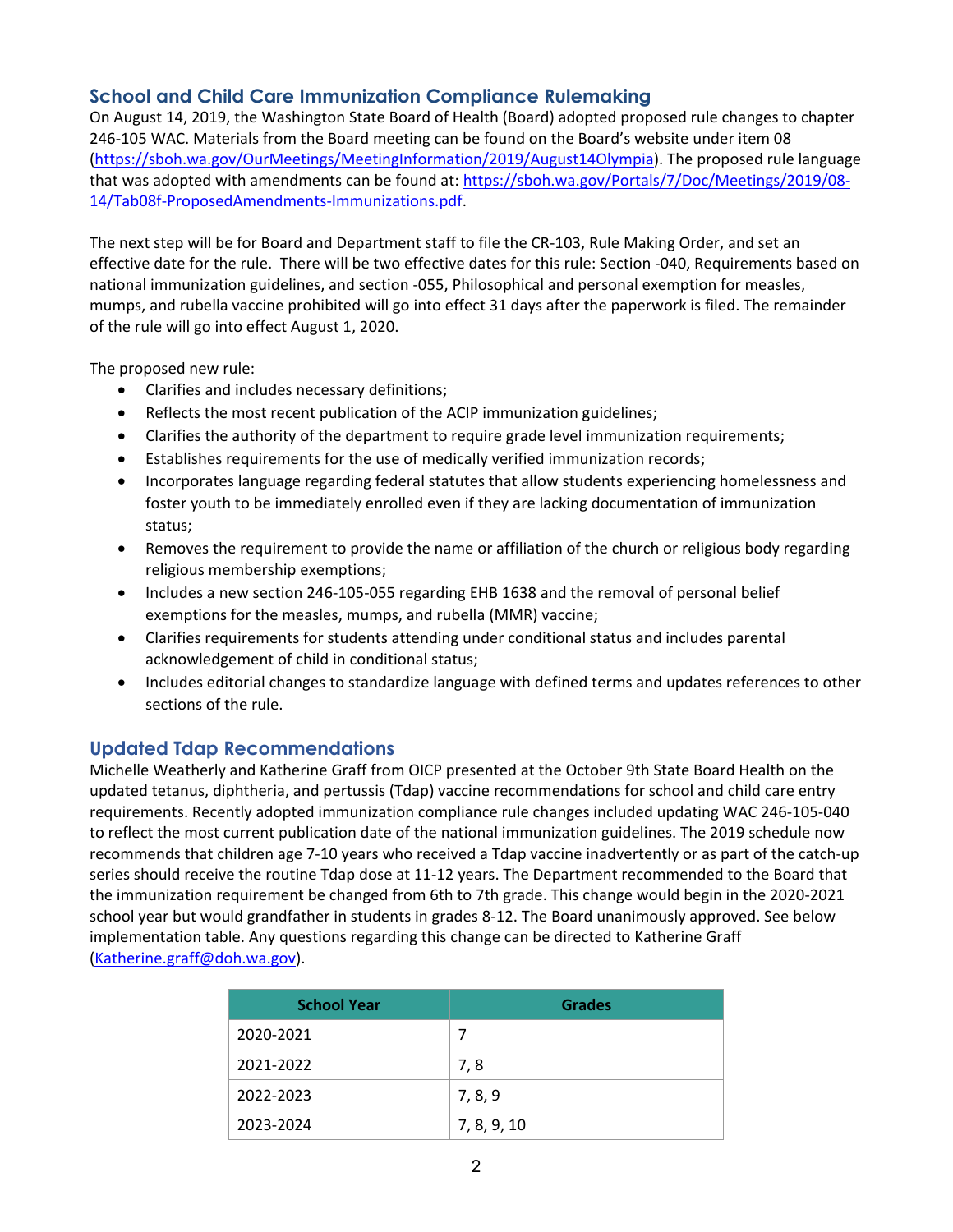## School and Child Care Immunization Compliance Rulemaking

On August 14, 2019, the Washington State Board of Health (Board) adopted proposed rule changes to chapter 246-105 WAC. Materials from the Board meeting can be found on the Board's website under item 08 (https://sboh.wa.gov/OurMeetings/MeetingInformation/2019/August14Olympia). The proposed rule language that was adopted with amendments can be found at: https://sboh.wa.gov/Portals/7/Doc/Meetings/2019/08-14/Tab08f-ProposedAmendments-Immunizations.pdf.

The next step will be for Board and Department staff to file the CR-103, Rule Making Order, and set an effective date for the rule. There will be two effective dates for this rule: Section -040, Requirements based on national immunization guidelines, and section -055, Philosophical and personal exemption for measles, mumps, and rubella vaccine prohibited will go into effect 31 days after the paperwork is filed. The remainder of the rule will go into effect August 1, 2020.

The proposed new rule:

- Clarifies and includes necessary definitions;
- Reflects the most recent publication of the ACIP immunization guidelines;
- Clarifies the authority of the department to require grade level immunization requirements;
- Establishes requirements for the use of medically verified immunization records;
- Incorporates language regarding federal statutes that allow students experiencing homelessness and foster youth to be immediately enrolled even if they are lacking documentation of immunization status;
- Removes the requirement to provide the name or affiliation of the church or religious body regarding religious membership exemptions;
- Includes a new section 246-105-055 regarding EHB 1638 and the removal of personal belief exemptions for the measles, mumps, and rubella (MMR) vaccine;
- Clarifies requirements for students attending under conditional status and includes parental acknowledgement of child in conditional status;
- Includes editorial changes to standardize language with defined terms and updates references to other sections of the rule.

## Updated Tdap Recommendations

Michelle Weatherly and Katherine Graff from OICP presented at the October 9th State Board Health on the updated tetanus, diphtheria, and pertussis (Tdap) vaccine recommendations for school and child care entry requirements. Recently adopted immunization compliance rule changes included updating WAC 246-105-040 to reflect the most current publication date of the national immunization guidelines. The 2019 schedule now recommends that children age 7-10 years who received a Tdap vaccine inadvertently or as part of the catch-up series should receive the routine Tdap dose at 11-12 years. The Department recommended to the Board that the immunization requirement be changed from 6th to 7th grade. This change would begin in the 2020-2021 school year but would grandfather in students in grades 8-12. The Board unanimously approved. See below implementation table. Any questions regarding this change can be directed to Katherine Graff (Katherine.graff@doh.wa.gov).

| School Year | Grades |
|---|---|
| 2020-2021 | 7 |
| 2021-2022 | 7, 8 |
| 2022-2023 | 7, 8, 9 |
| 2023-2024 | 7, 8, 9, 10 |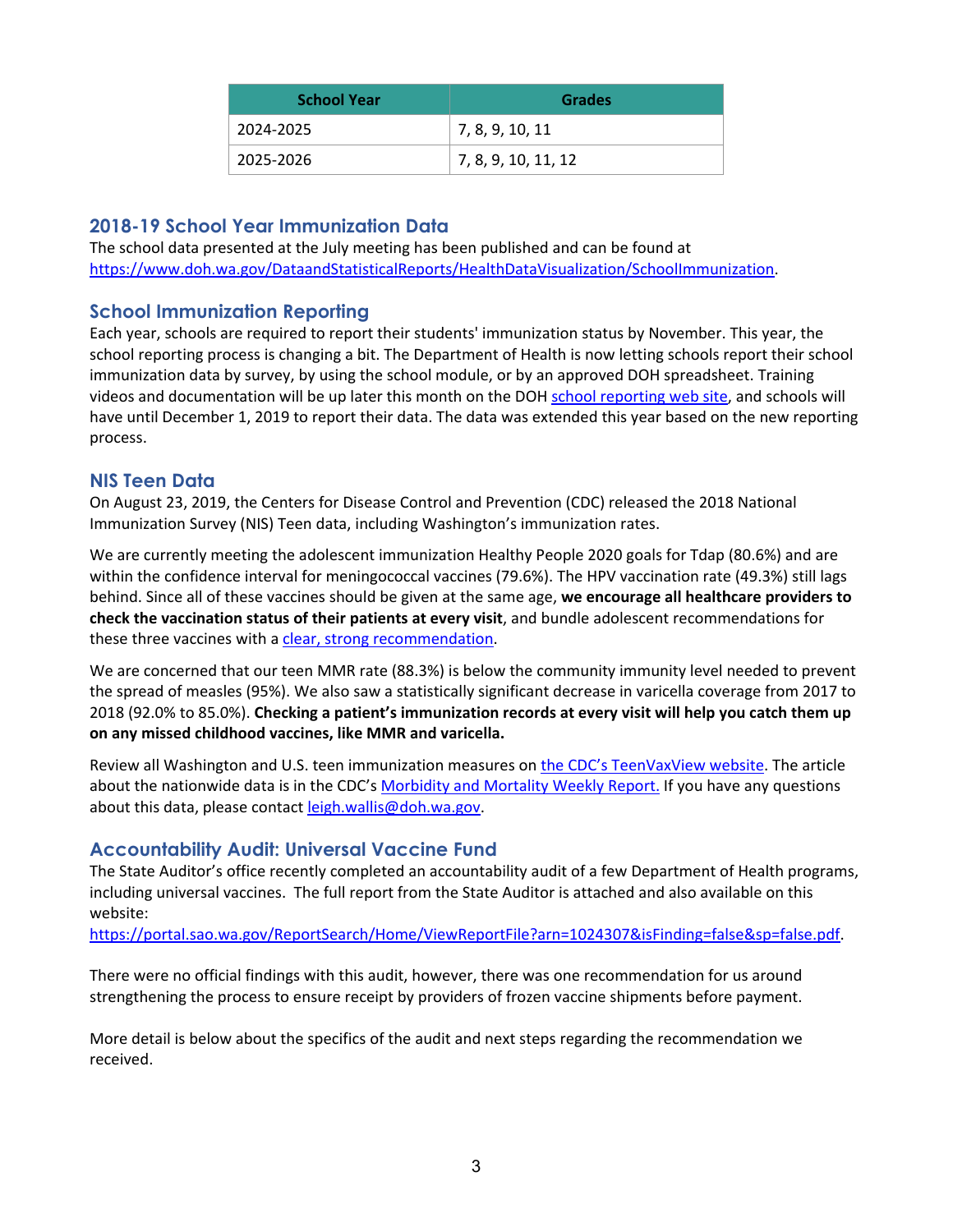| School Year | Grades |
| --- | --- |
| 2024-2025 | 7, 8, 9, 10, 11 |
| 2025-2026 | 7, 8, 9, 10, 11, 12 |

## 2018-19 School Year Immunization Data

The school data presented at the July meeting has been published and can be found at https://www.doh.wa.gov/DataandStatisticalReports/HealthDataVisualization/SchoolImmunization.

## School Immunization Reporting

Each year, schools are required to report their students' immunization status by November. This year, the school reporting process is changing a bit. The Department of Health is now letting schools report their school immunization data by survey, by using the school module, or by an approved DOH spreadsheet. Training videos and documentation will be up later this month on the DOH school reporting web site, and schools will have until December 1, 2019 to report their data. The data was extended this year based on the new reporting process.

## NIS Teen Data

On August 23, 2019, the Centers for Disease Control and Prevention (CDC) released the 2018 National Immunization Survey (NIS) Teen data, including Washington's immunization rates.

We are currently meeting the adolescent immunization Healthy People 2020 goals for Tdap (80.6%) and are within the confidence interval for meningococcal vaccines (79.6%). The HPV vaccination rate (49.3%) still lags behind. Since all of these vaccines should be given at the same age, **we encourage all healthcare providers to check the vaccination status of their patients at every visit**, and bundle adolescent recommendations for these three vaccines with a clear, strong recommendation.

We are concerned that our teen MMR rate (88.3%) is below the community immunity level needed to prevent the spread of measles (95%). We also saw a statistically significant decrease in varicella coverage from 2017 to 2018 (92.0% to 85.0%). **Checking a patient's immunization records at every visit will help you catch them up on any missed childhood vaccines, like MMR and varicella.**

Review all Washington and U.S. teen immunization measures on the CDC's TeenVaxView website. The article about the nationwide data is in the CDC's Morbidity and Mortality Weekly Report. If you have any questions about this data, please contact leigh.wallis@doh.wa.gov.

## Accountability Audit: Universal Vaccine Fund

The State Auditor's office recently completed an accountability audit of a few Department of Health programs, including universal vaccines. The full report from the State Auditor is attached and also available on this website:
https://portal.sao.wa.gov/ReportSearch/Home/ViewReportFile?arn=1024307&isFinding=false&sp=false.pdf.

There were no official findings with this audit, however, there was one recommendation for us around strengthening the process to ensure receipt by providers of frozen vaccine shipments before payment.

More detail is below about the specifics of the audit and next steps regarding the recommendation we received.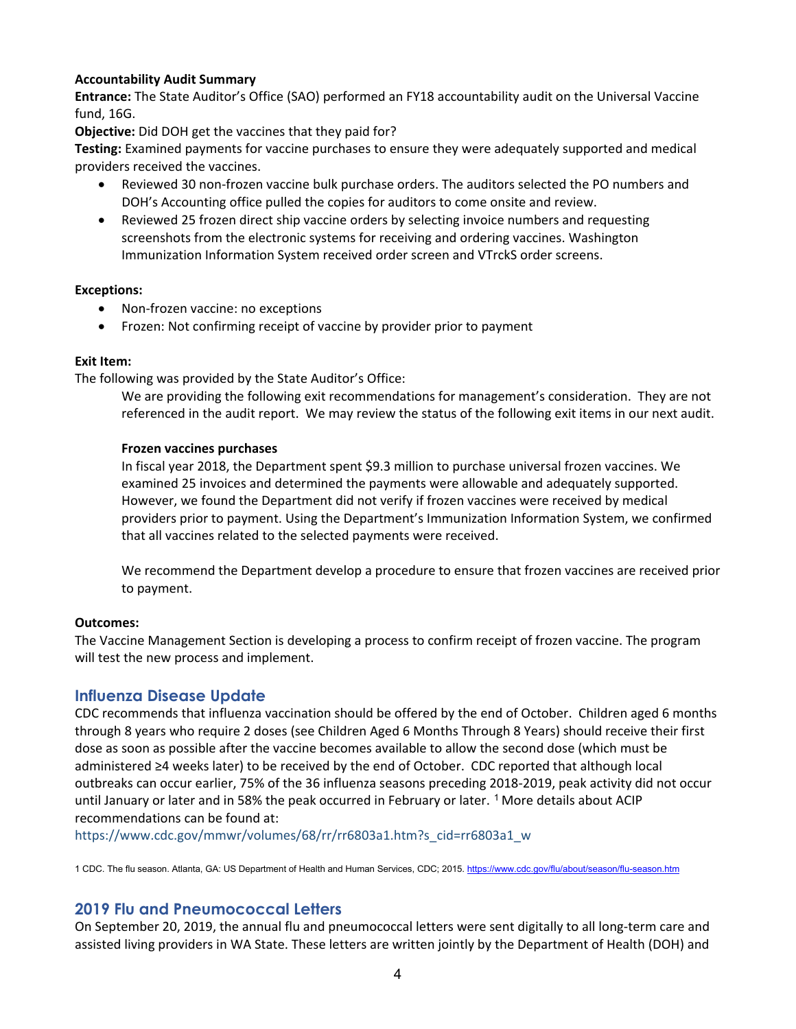**Accountability Audit Summary**
**Entrance:** The State Auditor's Office (SAO) performed an FY18 accountability audit on the Universal Vaccine fund, 16G.
**Objective:** Did DOH get the vaccines that they paid for?
**Testing:** Examined payments for vaccine purchases to ensure they were adequately supported and medical providers received the vaccines.

- Reviewed 30 non-frozen vaccine bulk purchase orders. The auditors selected the PO numbers and DOH's Accounting office pulled the copies for auditors to come onsite and review.
- Reviewed 25 frozen direct ship vaccine orders by selecting invoice numbers and requesting screenshots from the electronic systems for receiving and ordering vaccines. Washington Immunization Information System received order screen and VTrckS order screens.

**Exceptions:**

- Non-frozen vaccine: no exceptions
- Frozen: Not confirming receipt of vaccine by provider prior to payment

**Exit Item:**
The following was provided by the State Auditor's Office:

> We are providing the following exit recommendations for management's consideration. They are not referenced in the audit report. We may review the status of the following exit items in our next audit.
>
> **Frozen vaccines purchases**
> In fiscal year 2018, the Department spent $9.3 million to purchase universal frozen vaccines. We examined 25 invoices and determined the payments were allowable and adequately supported. However, we found the Department did not verify if frozen vaccines were received by medical providers prior to payment. Using the Department's Immunization Information System, we confirmed that all vaccines related to the selected payments were received.
>
> We recommend the Department develop a procedure to ensure that frozen vaccines are received prior to payment.

**Outcomes:**
The Vaccine Management Section is developing a process to confirm receipt of frozen vaccine. The program will test the new process and implement.

## Influenza Disease Update

CDC recommends that influenza vaccination should be offered by the end of October. Children aged 6 months through 8 years who require 2 doses (see Children Aged 6 Months Through 8 Years) should receive their first dose as soon as possible after the vaccine becomes available to allow the second dose (which must be administered ≥4 weeks later) to be received by the end of October. CDC reported that although local outbreaks can occur earlier, 75% of the 36 influenza seasons preceding 2018-2019, peak activity did not occur until January or later and in 58% the peak occurred in February or later. [1] More details about ACIP recommendations can be found at:
https://www.cdc.gov/mmwr/volumes/68/rr/rr6803a1.htm?s_cid=rr6803a1_w

1 CDC. The flu season. Atlanta, GA: US Department of Health and Human Services, CDC; 2015. https://www.cdc.gov/flu/about/season/flu-season.htm

## 2019 Flu and Pneumococcal Letters

On September 20, 2019, the annual flu and pneumococcal letters were sent digitally to all long-term care and assisted living providers in WA State. These letters are written jointly by the Department of Health (DOH) and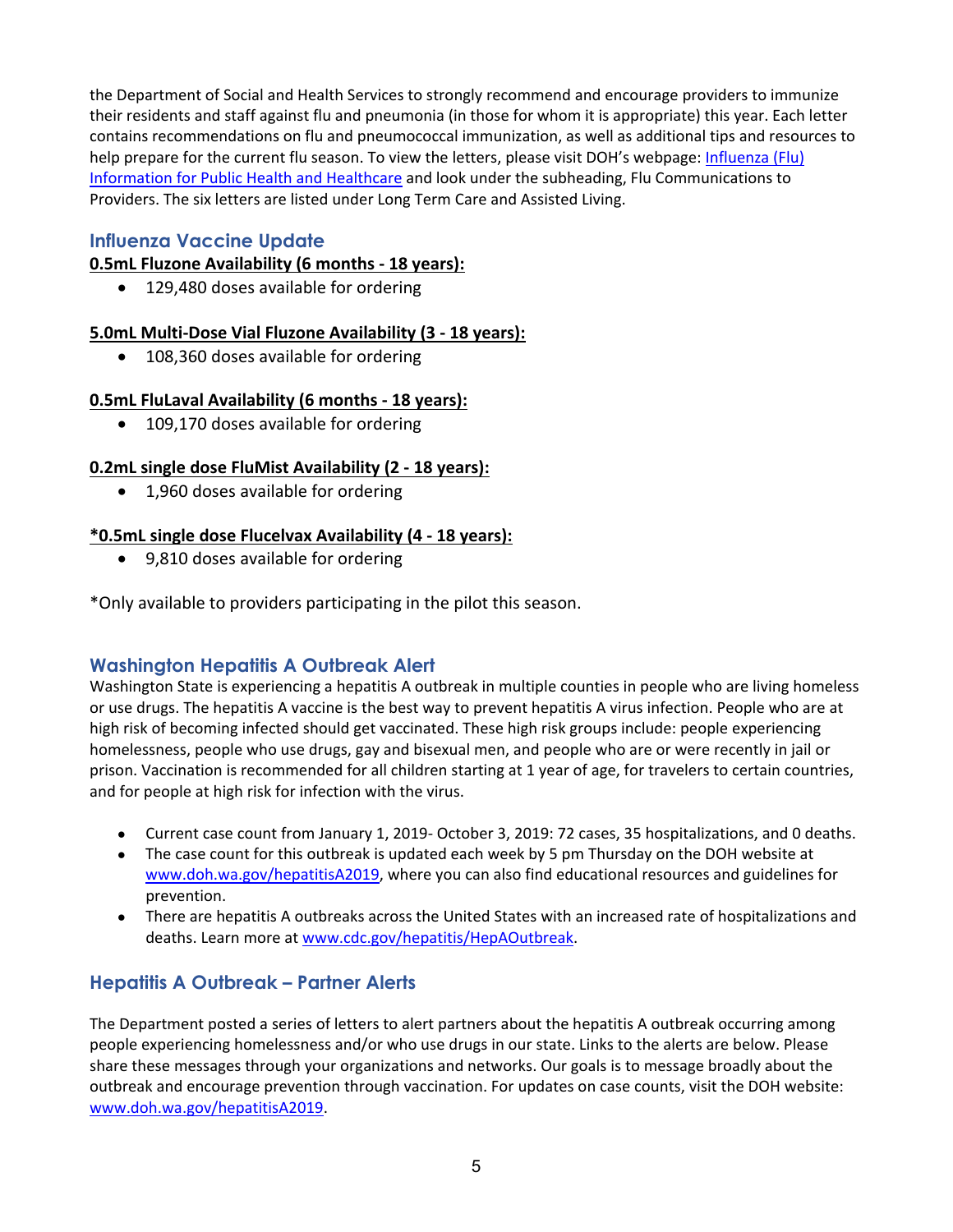the Department of Social and Health Services to strongly recommend and encourage providers to immunize their residents and staff against flu and pneumonia (in those for whom it is appropriate) this year. Each letter contains recommendations on flu and pneumococcal immunization, as well as additional tips and resources to help prepare for the current flu season. To view the letters, please visit DOH's webpage: [Influenza (Flu) Information for Public Health and Healthcare]() and look under the subheading, Flu Communications to Providers. The six letters are listed under Long Term Care and Assisted Living.

## Influenza Vaccine Update

**0.5mL Fluzone Availability (6 months - 18 years):**

- 129,480 doses available for ordering

**5.0mL Multi-Dose Vial Fluzone Availability (3 - 18 years):**

- 108,360 doses available for ordering

**0.5mL FluLaval Availability (6 months - 18 years):**

- 109,170 doses available for ordering

**0.2mL single dose FluMist Availability (2 - 18 years):**

- 1,960 doses available for ordering

**\*0.5mL single dose Flucelvax Availability (4 - 18 years):**

- 9,810 doses available for ordering

*Only available to providers participating in the pilot this season.

## Washington Hepatitis A Outbreak Alert

Washington State is experiencing a hepatitis A outbreak in multiple counties in people who are living homeless or use drugs. The hepatitis A vaccine is the best way to prevent hepatitis A virus infection. People who are at high risk of becoming infected should get vaccinated. These high risk groups include: people experiencing homelessness, people who use drugs, gay and bisexual men, and people who are or were recently in jail or prison. Vaccination is recommended for all children starting at 1 year of age, for travelers to certain countries, and for people at high risk for infection with the virus.

- Current case count from January 1, 2019- October 3, 2019: 72 cases, 35 hospitalizations, and 0 deaths.
- The case count for this outbreak is updated each week by 5 pm Thursday on the DOH website at www.doh.wa.gov/hepatitisA2019, where you can also find educational resources and guidelines for prevention.
- There are hepatitis A outbreaks across the United States with an increased rate of hospitalizations and deaths. Learn more at www.cdc.gov/hepatitis/HepAOutbreak.

## Hepatitis A Outbreak – Partner Alerts

The Department posted a series of letters to alert partners about the hepatitis A outbreak occurring among people experiencing homelessness and/or who use drugs in our state. Links to the alerts are below. Please share these messages through your organizations and networks. Our goals is to message broadly about the outbreak and encourage prevention through vaccination. For updates on case counts, visit the DOH website: www.doh.wa.gov/hepatitisA2019.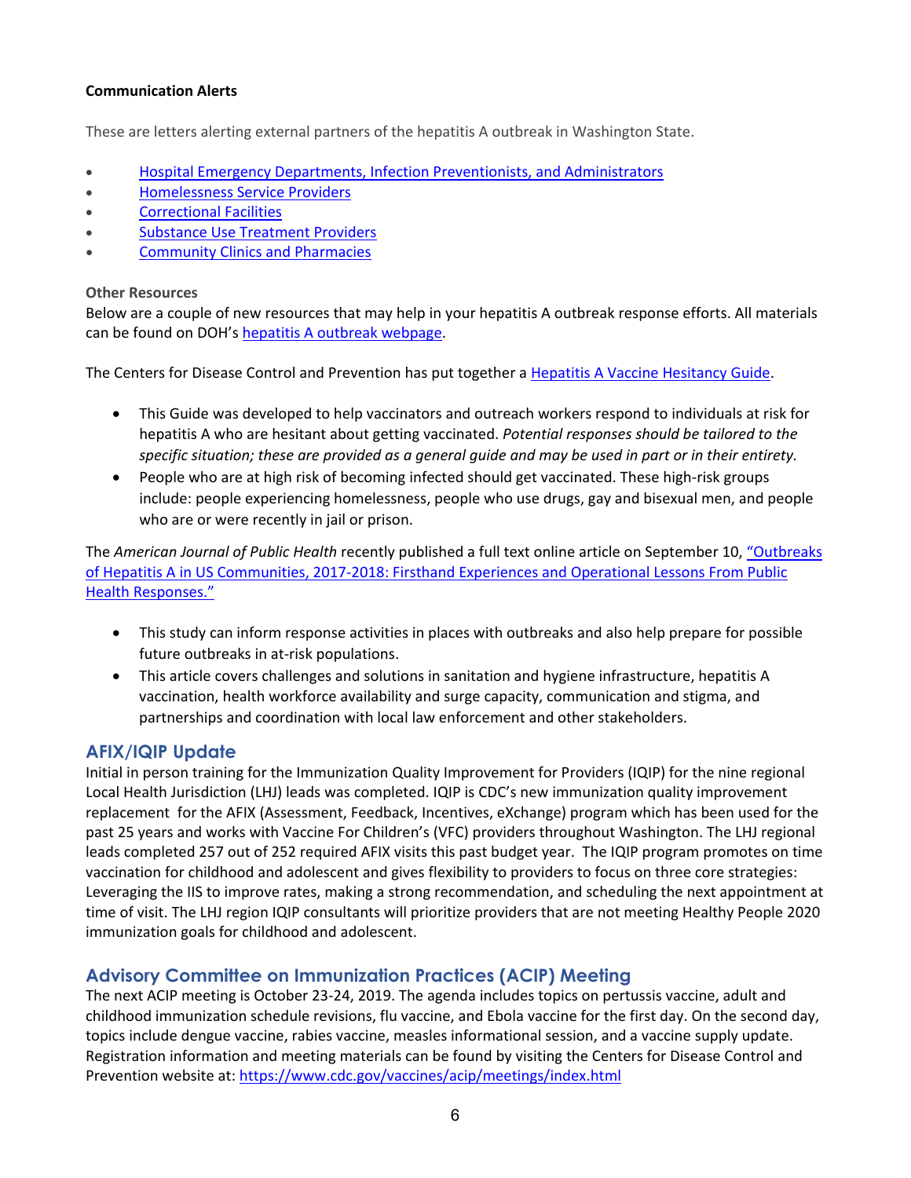**Communication Alerts**

These are letters alerting external partners of the hepatitis A outbreak in Washington State.

- Hospital Emergency Departments, Infection Preventionists, and Administrators
- Homelessness Service Providers
- Correctional Facilities
- Substance Use Treatment Providers
- Community Clinics and Pharmacies

**Other Resources**

Below are a couple of new resources that may help in your hepatitis A outbreak response efforts. All materials can be found on DOH's hepatitis A outbreak webpage.

The Centers for Disease Control and Prevention has put together a Hepatitis A Vaccine Hesitancy Guide.

- This Guide was developed to help vaccinators and outreach workers respond to individuals at risk for hepatitis A who are hesitant about getting vaccinated. *Potential responses should be tailored to the specific situation; these are provided as a general guide and may be used in part or in their entirety.*
- People who are at high risk of becoming infected should get vaccinated. These high-risk groups include: people experiencing homelessness, people who use drugs, gay and bisexual men, and people who are or were recently in jail or prison.

The *American Journal of Public Health* recently published a full text online article on September 10, "Outbreaks of Hepatitis A in US Communities, 2017-2018: Firsthand Experiences and Operational Lessons From Public Health Responses."

- This study can inform response activities in places with outbreaks and also help prepare for possible future outbreaks in at-risk populations.
- This article covers challenges and solutions in sanitation and hygiene infrastructure, hepatitis A vaccination, health workforce availability and surge capacity, communication and stigma, and partnerships and coordination with local law enforcement and other stakeholders.

## AFIX/IQIP Update

Initial in person training for the Immunization Quality Improvement for Providers (IQIP) for the nine regional Local Health Jurisdiction (LHJ) leads was completed. IQIP is CDC's new immunization quality improvement replacement for the AFIX (Assessment, Feedback, Incentives, eXchange) program which has been used for the past 25 years and works with Vaccine For Children's (VFC) providers throughout Washington. The LHJ regional leads completed 257 out of 252 required AFIX visits this past budget year. The IQIP program promotes on time vaccination for childhood and adolescent and gives flexibility to providers to focus on three core strategies: Leveraging the IIS to improve rates, making a strong recommendation, and scheduling the next appointment at time of visit. The LHJ region IQIP consultants will prioritize providers that are not meeting Healthy People 2020 immunization goals for childhood and adolescent.

## Advisory Committee on Immunization Practices (ACIP) Meeting

The next ACIP meeting is October 23-24, 2019. The agenda includes topics on pertussis vaccine, adult and childhood immunization schedule revisions, flu vaccine, and Ebola vaccine for the first day. On the second day, topics include dengue vaccine, rabies vaccine, measles informational session, and a vaccine supply update. Registration information and meeting materials can be found by visiting the Centers for Disease Control and Prevention website at: https://www.cdc.gov/vaccines/acip/meetings/index.html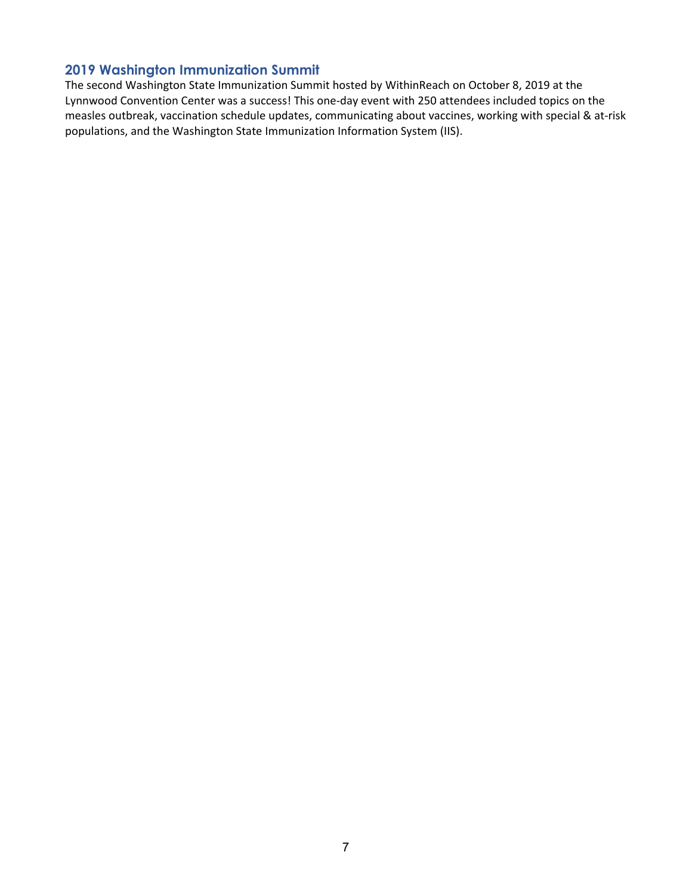## 2019 Washington Immunization Summit

The second Washington State Immunization Summit hosted by WithinReach on October 8, 2019 at the Lynnwood Convention Center was a success! This one-day event with 250 attendees included topics on the measles outbreak, vaccination schedule updates, communicating about vaccines, working with special & at-risk populations, and the Washington State Immunization Information System (IIS).